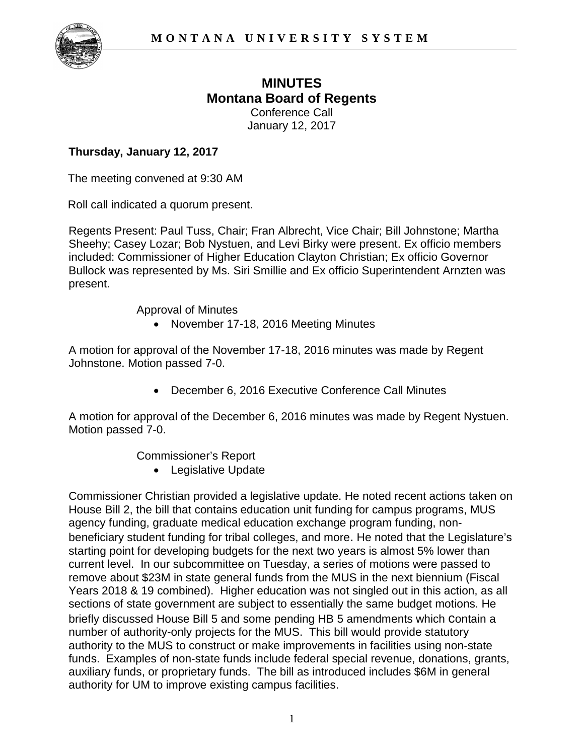# MINUTES
## Montana Board of Regents
Conference Call
January 12, 2017

**Thursday, January 12, 2017**

The meeting convened at 9:30 AM

Roll call indicated a quorum present.

Regents Present: Paul Tuss, Chair; Fran Albrecht, Vice Chair; Bill Johnstone; Martha Sheehy; Casey Lozar; Bob Nystuen, and Levi Birky were present. Ex officio members included: Commissioner of Higher Education Clayton Christian; Ex officio Governor Bullock was represented by Ms. Siri Smillie and Ex officio Superintendent Arnzten was present.

Approval of Minutes

- November 17-18, 2016 Meeting Minutes

A motion for approval of the November 17-18, 2016 minutes was made by Regent Johnstone. Motion passed 7-0.

- December 6, 2016 Executive Conference Call Minutes

A motion for approval of the December 6, 2016 minutes was made by Regent Nystuen. Motion passed 7-0.

Commissioner's Report

- Legislative Update

Commissioner Christian provided a legislative update. He noted recent actions taken on House Bill 2, the bill that contains education unit funding for campus programs, MUS agency funding, graduate medical education exchange program funding, non-beneficiary student funding for tribal colleges, and more. He noted that the Legislature's starting point for developing budgets for the next two years is almost 5% lower than current level. In our subcommittee on Tuesday, a series of motions were passed to remove about $23M in state general funds from the MUS in the next biennium (Fiscal Years 2018 & 19 combined). Higher education was not singled out in this action, as all sections of state government are subject to essentially the same budget motions. He briefly discussed House Bill 5 and some pending HB 5 amendments which contain a number of authority-only projects for the MUS. This bill would provide statutory authority to the MUS to construct or make improvements in facilities using non-state funds. Examples of non-state funds include federal special revenue, donations, grants, auxiliary funds, or proprietary funds. The bill as introduced includes $6M in general authority for UM to improve existing campus facilities.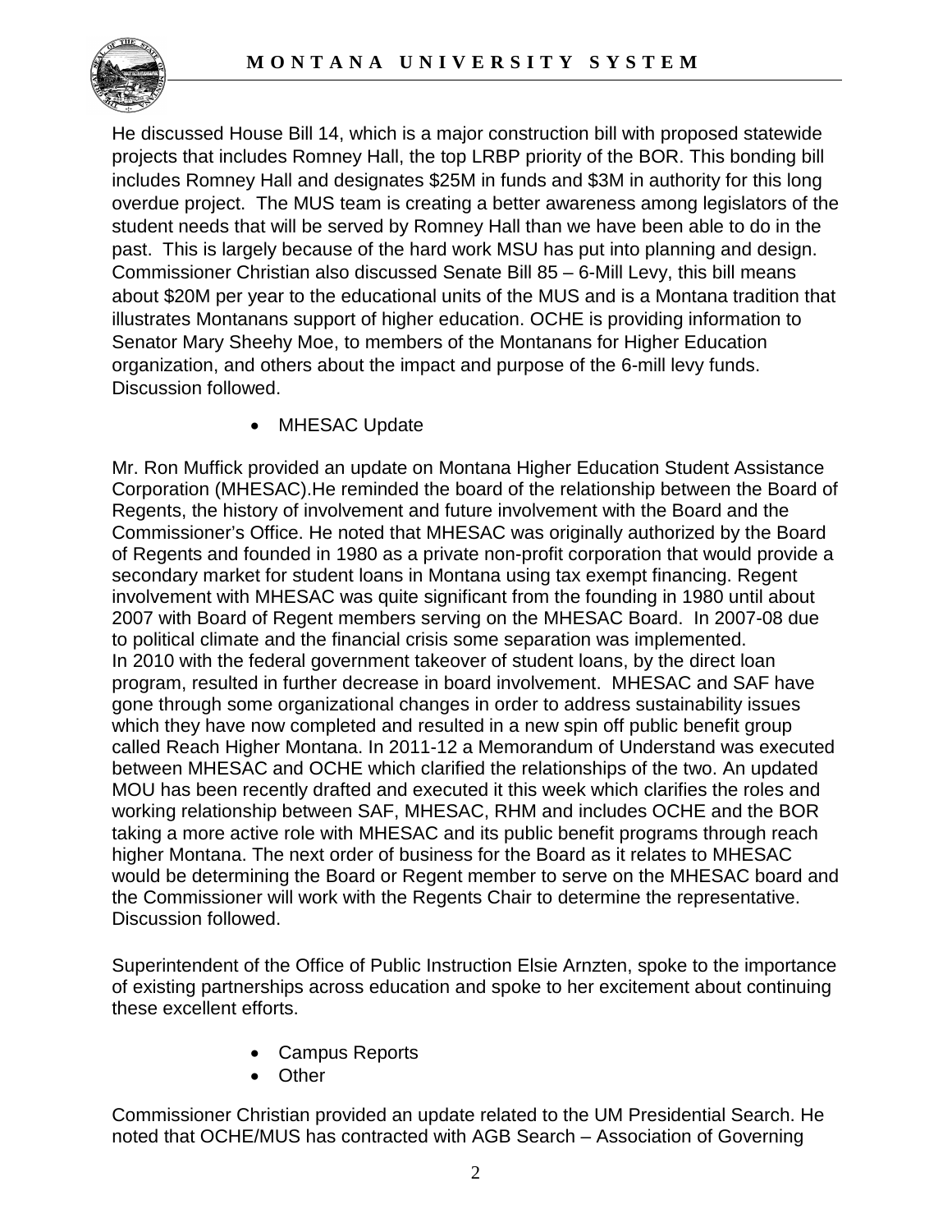He discussed House Bill 14, which is a major construction bill with proposed statewide projects that includes Romney Hall, the top LRBP priority of the BOR. This bonding bill includes Romney Hall and designates $25M in funds and $3M in authority for this long overdue project. The MUS team is creating a better awareness among legislators of the student needs that will be served by Romney Hall than we have been able to do in the past. This is largely because of the hard work MSU has put into planning and design. Commissioner Christian also discussed Senate Bill 85 – 6-Mill Levy, this bill means about $20M per year to the educational units of the MUS and is a Montana tradition that illustrates Montanans support of higher education. OCHE is providing information to Senator Mary Sheehy Moe, to members of the Montanans for Higher Education organization, and others about the impact and purpose of the 6-mill levy funds. Discussion followed.

- MHESAC Update

Mr. Ron Muffick provided an update on Montana Higher Education Student Assistance Corporation (MHESAC).He reminded the board of the relationship between the Board of Regents, the history of involvement and future involvement with the Board and the Commissioner's Office. He noted that MHESAC was originally authorized by the Board of Regents and founded in 1980 as a private non-profit corporation that would provide a secondary market for student loans in Montana using tax exempt financing. Regent involvement with MHESAC was quite significant from the founding in 1980 until about 2007 with Board of Regent members serving on the MHESAC Board. In 2007-08 due to political climate and the financial crisis some separation was implemented. In 2010 with the federal government takeover of student loans, by the direct loan program, resulted in further decrease in board involvement. MHESAC and SAF have gone through some organizational changes in order to address sustainability issues which they have now completed and resulted in a new spin off public benefit group called Reach Higher Montana. In 2011-12 a Memorandum of Understand was executed between MHESAC and OCHE which clarified the relationships of the two. An updated MOU has been recently drafted and executed it this week which clarifies the roles and working relationship between SAF, MHESAC, RHM and includes OCHE and the BOR taking a more active role with MHESAC and its public benefit programs through reach higher Montana. The next order of business for the Board as it relates to MHESAC would be determining the Board or Regent member to serve on the MHESAC board and the Commissioner will work with the Regents Chair to determine the representative. Discussion followed.

Superintendent of the Office of Public Instruction Elsie Arnzten, spoke to the importance of existing partnerships across education and spoke to her excitement about continuing these excellent efforts.

- Campus Reports
- Other

Commissioner Christian provided an update related to the UM Presidential Search. He noted that OCHE/MUS has contracted with AGB Search – Association of Governing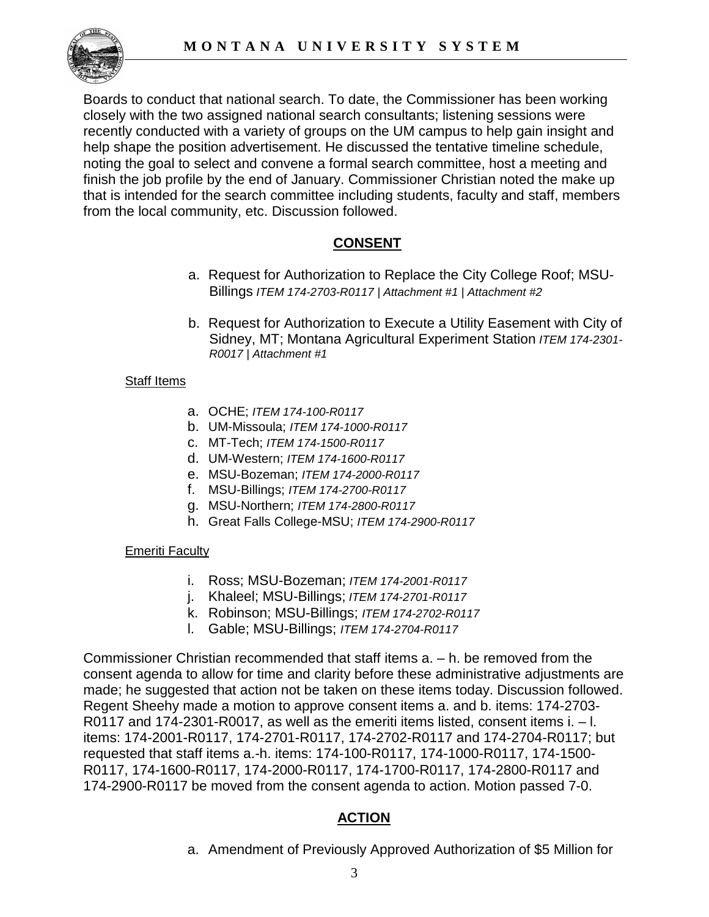Boards to conduct that national search. To date, the Commissioner has been working closely with the two assigned national search consultants; listening sessions were recently conducted with a variety of groups on the UM campus to help gain insight and help shape the position advertisement. He discussed the tentative timeline schedule, noting the goal to select and convene a formal search committee, host a meeting and finish the job profile by the end of January. Commissioner Christian noted the make up that is intended for the search committee including students, faculty and staff, members from the local community, etc. Discussion followed.

## CONSENT

a. Request for Authorization to Replace the City College Roof; MSU-Billings *ITEM 174-2703-R0117 | Attachment #1 | Attachment #2*

b. Request for Authorization to Execute a Utility Easement with City of Sidney, MT; Montana Agricultural Experiment Station *ITEM 174-2301-R0017 | Attachment #1*

Staff Items

a. OCHE; *ITEM 174-100-R0117*
b. UM-Missoula; *ITEM 174-1000-R0117*
c. MT-Tech; *ITEM 174-1500-R0117*
d. UM-Western; *ITEM 174-1600-R0117*
e. MSU-Bozeman; *ITEM 174-2000-R0117*
f. MSU-Billings; *ITEM 174-2700-R0117*
g. MSU-Northern; *ITEM 174-2800-R0117*
h. Great Falls College-MSU; *ITEM 174-2900-R0117*

Emeriti Faculty

i. Ross; MSU-Bozeman; *ITEM 174-2001-R0117*
j. Khaleel; MSU-Billings; *ITEM 174-2701-R0117*
k. Robinson; MSU-Billings; *ITEM 174-2702-R0117*
l. Gable; MSU-Billings; *ITEM 174-2704-R0117*

Commissioner Christian recommended that staff items a. – h. be removed from the consent agenda to allow for time and clarity before these administrative adjustments are made; he suggested that action not be taken on these items today. Discussion followed. Regent Sheehy made a motion to approve consent items a. and b. items: 174-2703-R0117 and 174-2301-R0017, as well as the emeriti items listed, consent items i. – l. items: 174-2001-R0117, 174-2701-R0117, 174-2702-R0117 and 174-2704-R0117; but requested that staff items a.-h. items: 174-100-R0117, 174-1000-R0117, 174-1500-R0117, 174-1600-R0117, 174-2000-R0117, 174-1700-R0117, 174-2800-R0117 and 174-2900-R0117 be moved from the consent agenda to action. Motion passed 7-0.

## ACTION

a. Amendment of Previously Approved Authorization of $5 Million for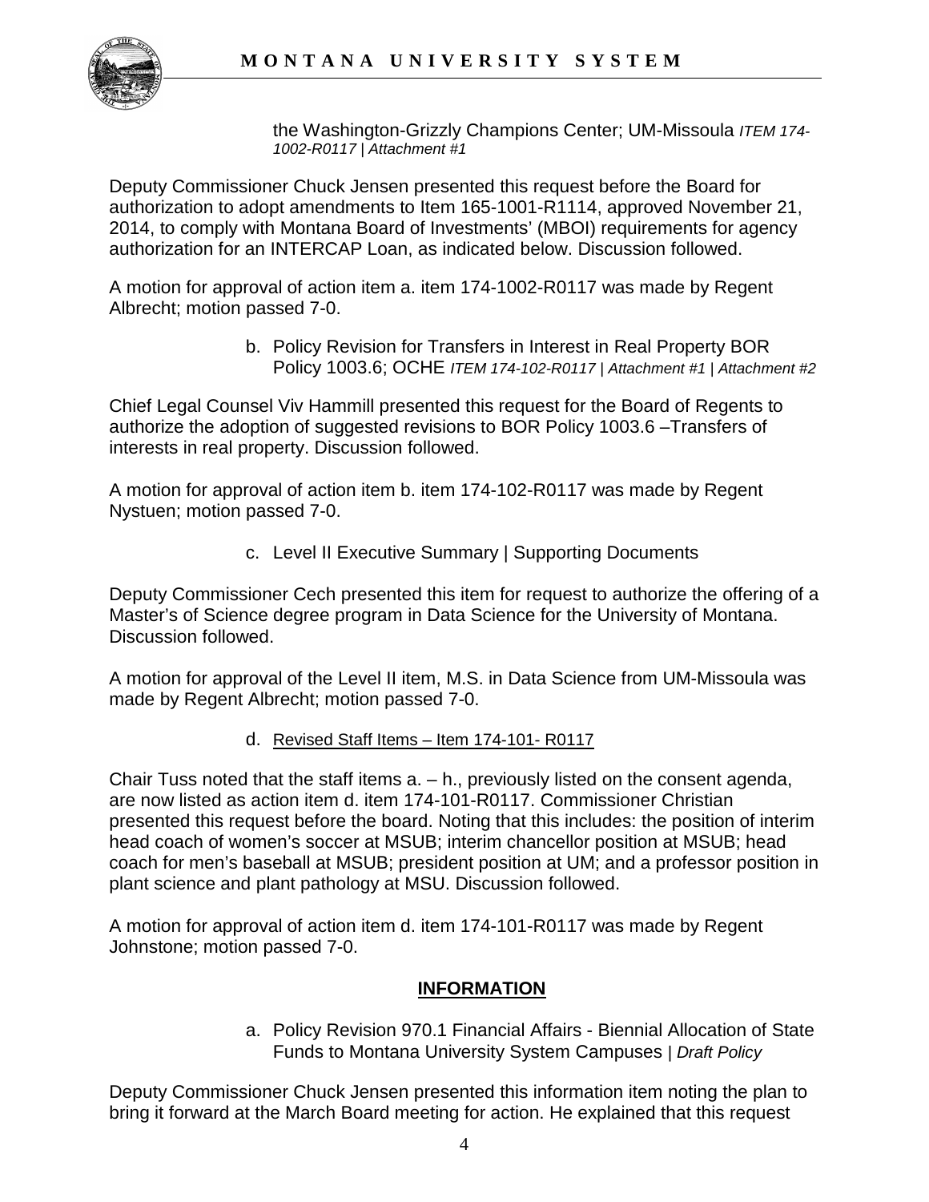the Washington-Grizzly Champions Center; UM-Missoula *ITEM 174-1002-R0117 | Attachment #1*

Deputy Commissioner Chuck Jensen presented this request before the Board for authorization to adopt amendments to Item 165-1001-R1114, approved November 21, 2014, to comply with Montana Board of Investments' (MBOI) requirements for agency authorization for an INTERCAP Loan, as indicated below. Discussion followed.

A motion for approval of action item a. item 174-1002-R0117 was made by Regent Albrecht; motion passed 7-0.

b. Policy Revision for Transfers in Interest in Real Property BOR Policy 1003.6; OCHE *ITEM 174-102-R0117 | Attachment #1 | Attachment #2*

Chief Legal Counsel Viv Hammill presented this request for the Board of Regents to authorize the adoption of suggested revisions to BOR Policy 1003.6 –Transfers of interests in real property. Discussion followed.

A motion for approval of action item b. item 174-102-R0117 was made by Regent Nystuen; motion passed 7-0.

c. Level II Executive Summary | Supporting Documents

Deputy Commissioner Cech presented this item for request to authorize the offering of a Master's of Science degree program in Data Science for the University of Montana. Discussion followed.

A motion for approval of the Level II item, M.S. in Data Science from UM-Missoula was made by Regent Albrecht; motion passed 7-0.

d. Revised Staff Items – Item 174-101- R0117

Chair Tuss noted that the staff items a. – h., previously listed on the consent agenda, are now listed as action item d. item 174-101-R0117. Commissioner Christian presented this request before the board. Noting that this includes: the position of interim head coach of women's soccer at MSUB; interim chancellor position at MSUB; head coach for men's baseball at MSUB; president position at UM; and a professor position in plant science and plant pathology at MSU. Discussion followed.

A motion for approval of action item d. item 174-101-R0117 was made by Regent Johnstone; motion passed 7-0.

## INFORMATION

a. Policy Revision 970.1 Financial Affairs - Biennial Allocation of State Funds to Montana University System Campuses | *Draft Policy*

Deputy Commissioner Chuck Jensen presented this information item noting the plan to bring it forward at the March Board meeting for action. He explained that this request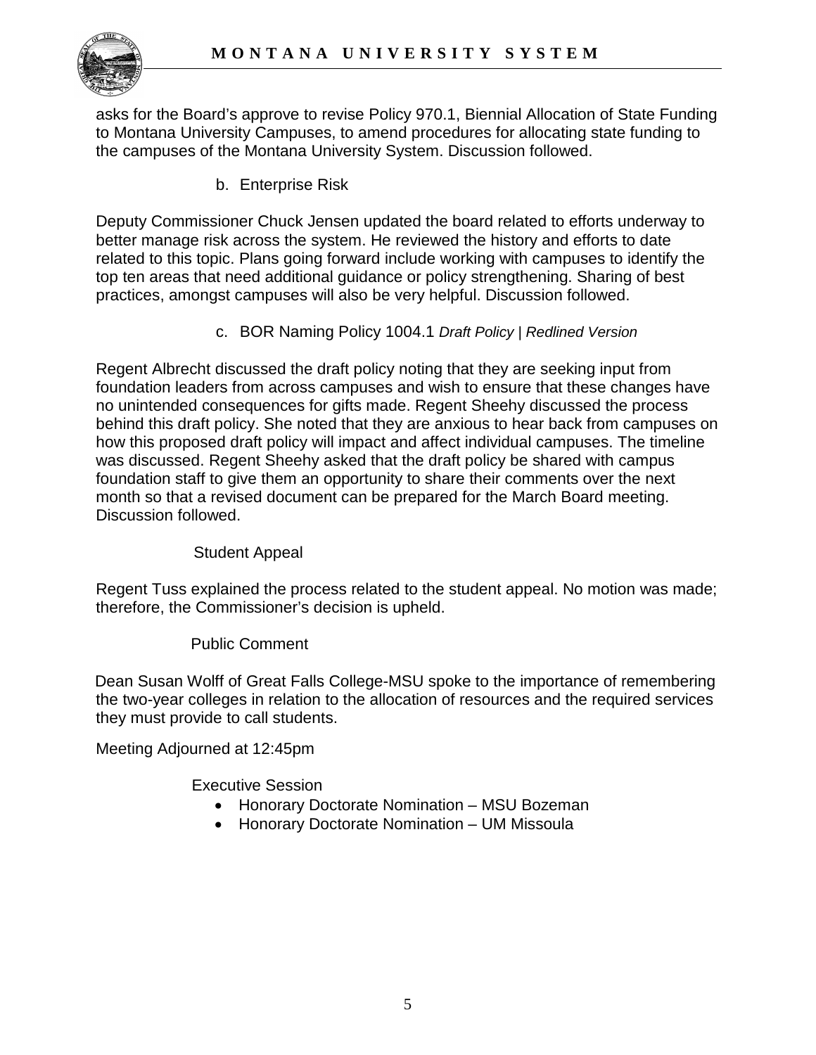asks for the Board's approve to revise Policy 970.1, Biennial Allocation of State Funding to Montana University Campuses, to amend procedures for allocating state funding to the campuses of the Montana University System. Discussion followed.

b. Enterprise Risk

Deputy Commissioner Chuck Jensen updated the board related to efforts underway to better manage risk across the system. He reviewed the history and efforts to date related to this topic. Plans going forward include working with campuses to identify the top ten areas that need additional guidance or policy strengthening. Sharing of best practices, amongst campuses will also be very helpful. Discussion followed.

c. BOR Naming Policy 1004.1 *Draft Policy | Redlined Version*

Regent Albrecht discussed the draft policy noting that they are seeking input from foundation leaders from across campuses and wish to ensure that these changes have no unintended consequences for gifts made. Regent Sheehy discussed the process behind this draft policy. She noted that they are anxious to hear back from campuses on how this proposed draft policy will impact and affect individual campuses. The timeline was discussed. Regent Sheehy asked that the draft policy be shared with campus foundation staff to give them an opportunity to share their comments over the next month so that a revised document can be prepared for the March Board meeting. Discussion followed.

Student Appeal

Regent Tuss explained the process related to the student appeal. No motion was made; therefore, the Commissioner's decision is upheld.

Public Comment

Dean Susan Wolff of Great Falls College-MSU spoke to the importance of remembering the two-year colleges in relation to the allocation of resources and the required services they must provide to call students.

Meeting Adjourned at 12:45pm

Executive Session

- Honorary Doctorate Nomination – MSU Bozeman
- Honorary Doctorate Nomination – UM Missoula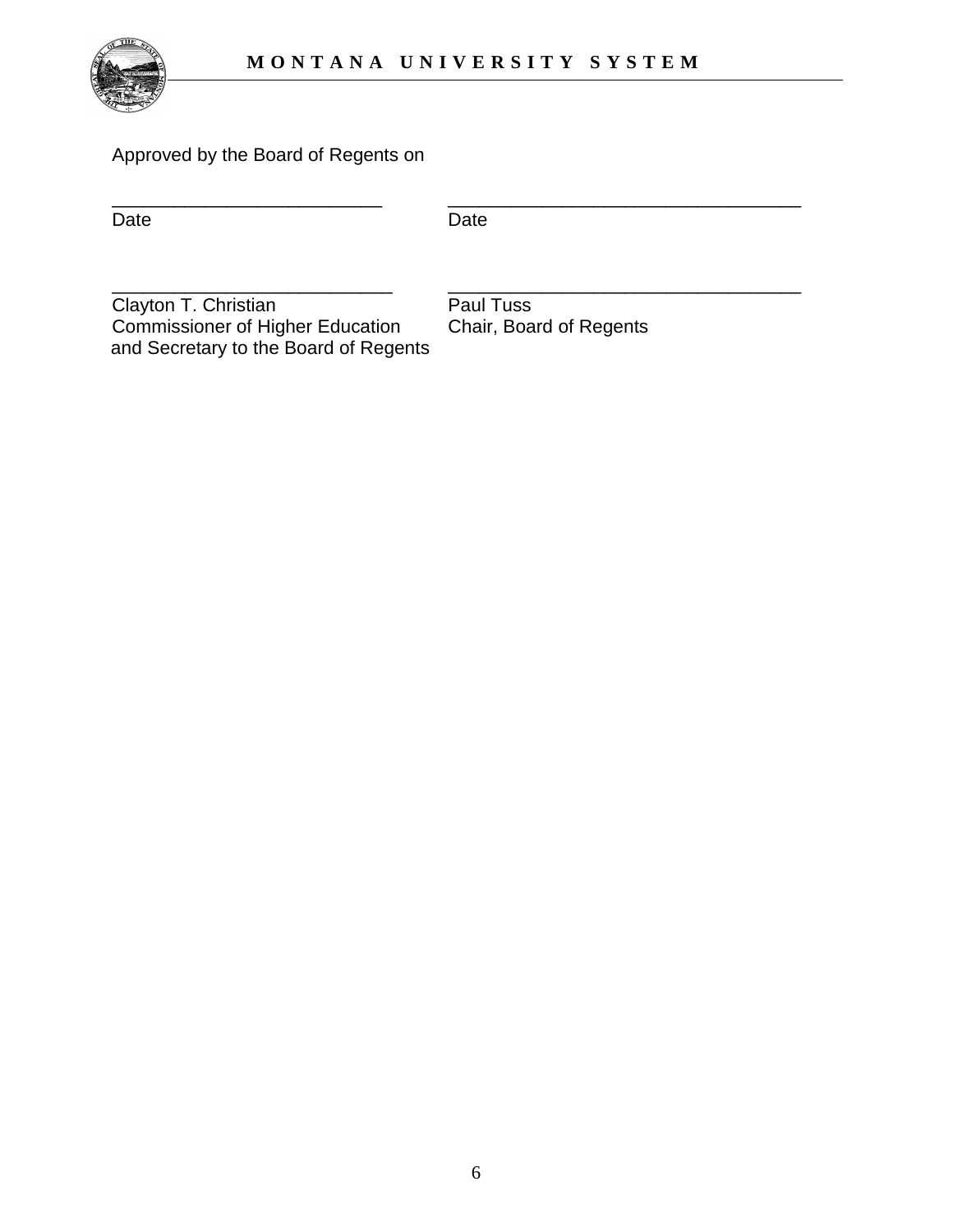Approved by the Board of Regents on

| | |
|---|---|
| ___________________________ | ___________________________________ |
| Date | Date |
| | |
| ____________________________ | ___________________________________ |
| Clayton T. Christian | Paul Tuss |
| Commissioner of Higher Education | Chair, Board of Regents |
| and Secretary to the Board of Regents | |